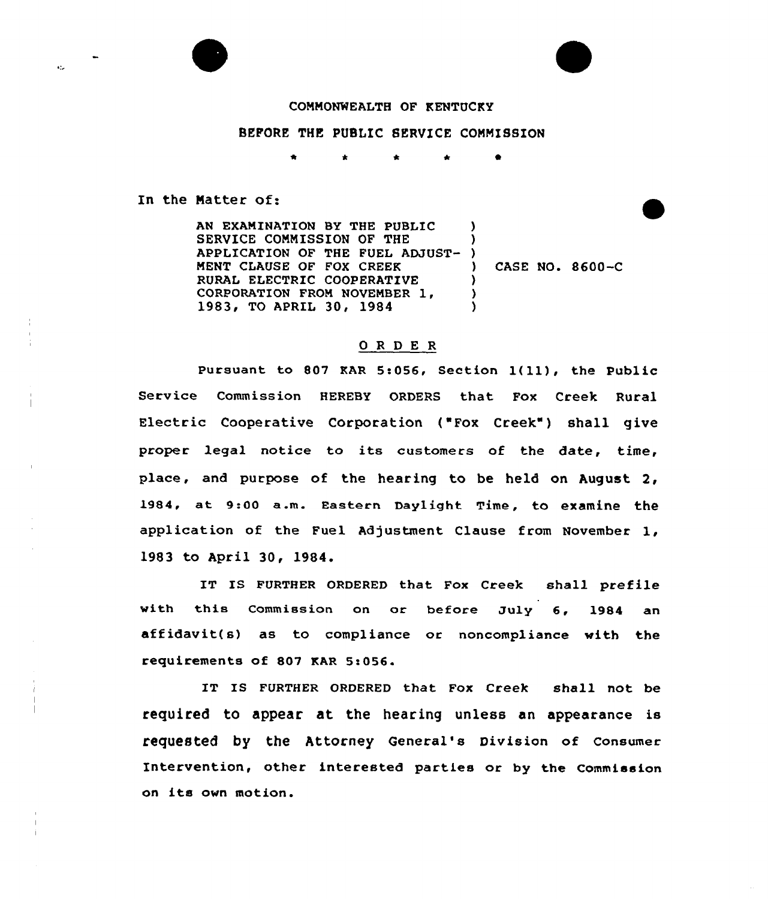COMMONWEALTH OF KENTUCKY

BEFORE THE PUBLIC SERVICE COMMISSION

\* \* \* \* \*

In the Matter of:

| | | |
|---|---|---|
| AN EXAMINATION BY THE PUBLIC SERVICE COMMISSION OF THE APPLICATION OF THE FUEL ADJUSTMENT CLAUSE OF FOX CREEK RURAL ELECTRIC COOPERATIVE CORPORATION FROM NOVEMBER 1, 1983, TO APRIL 30, 1984 | ) | CASE NO. 8600-C |

## O R D E R

Pursuant to 807 KAR 5:056, Section 1(11), the Public Service Commission HEREBY ORDERS that Fox Creek Rural Electric Cooperative Corporation ("Fox Creek") shall give proper legal notice to its customers of the date, time, place, and purpose of the hearing to be held on August 2, 1984, at 9:00 a.m. Eastern Daylight Time, to examine the application of the Fuel Adjustment Clause from November 1, 1983 to April 30, 1984.

IT IS FURTHER ORDERED that Fox Creek shall prefile with this Commission on or before July 6, 1984 an affidavit(s) as to compliance or noncompliance with the requirements of 807 KAR 5:056.

IT IS FURTHER ORDERED that Fox Creek shall not be required to appear at the hearing unless an appearance is requested by the Attorney General's Division of Consumer Intervention, other interested parties or by the Commission on its own motion.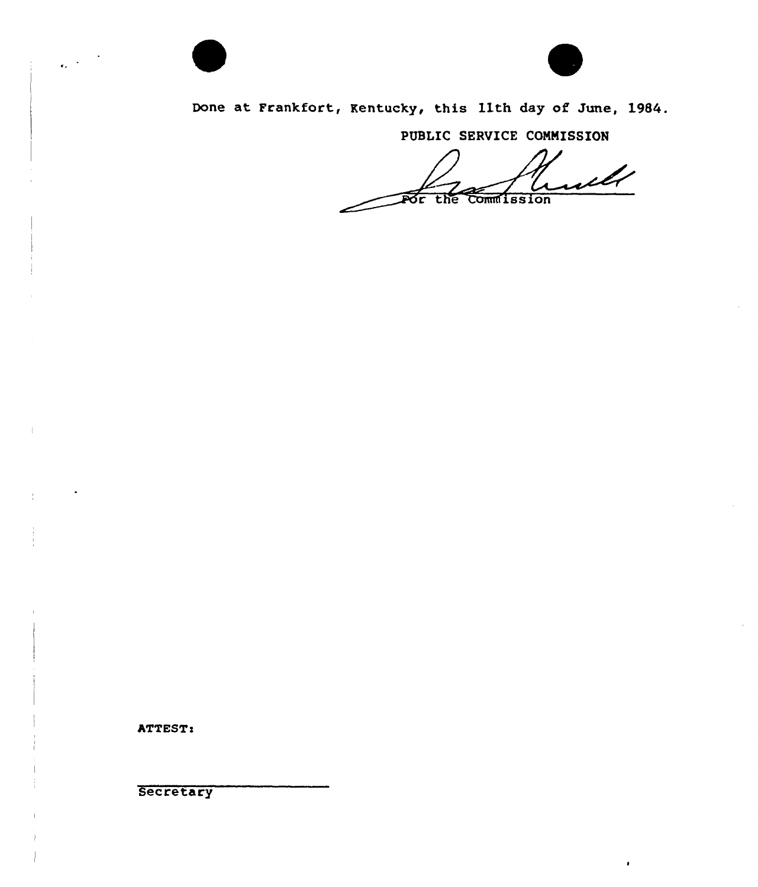Done at Frankfort, Kentucky, this 11th day of June, 1984.

PUBLIC SERVICE COMMISSION

For the Commission

ATTEST:

Secretary